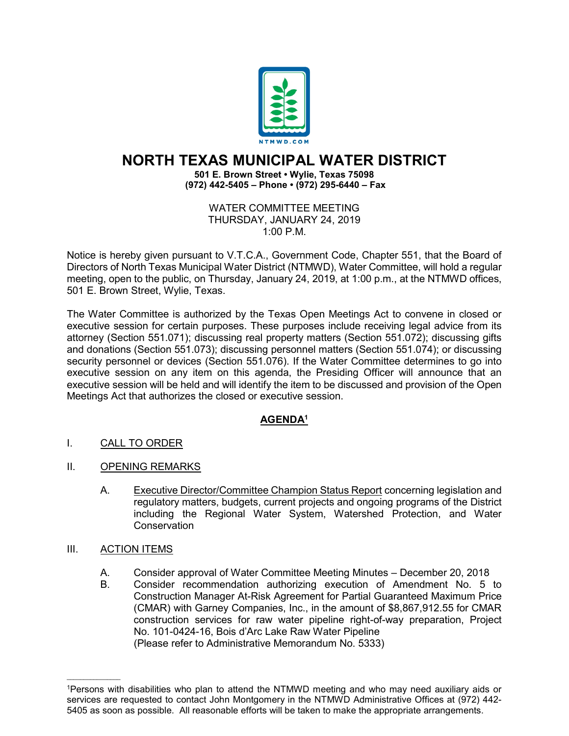NTMWD.COM

# NORTH TEXAS MUNICIPAL WATER DISTRICT

**501 E. Brown Street • Wylie, Texas 75098**
**(972) 442-5405 – Phone • (972) 295-6440 – Fax**

WATER COMMITTEE MEETING
THURSDAY, JANUARY 24, 2019
1:00 P.M.

Notice is hereby given pursuant to V.T.C.A., Government Code, Chapter 551, that the Board of Directors of North Texas Municipal Water District (NTMWD), Water Committee, will hold a regular meeting, open to the public, on Thursday, January 24, 2019, at 1:00 p.m., at the NTMWD offices, 501 E. Brown Street, Wylie, Texas.

The Water Committee is authorized by the Texas Open Meetings Act to convene in closed or executive session for certain purposes. These purposes include receiving legal advice from its attorney (Section 551.071); discussing real property matters (Section 551.072); discussing gifts and donations (Section 551.073); discussing personnel matters (Section 551.074); or discussing security personnel or devices (Section 551.076). If the Water Committee determines to go into executive session on any item on this agenda, the Presiding Officer will announce that an executive session will be held and will identify the item to be discussed and provision of the Open Meetings Act that authorizes the closed or executive session.

## AGENDA[1]

I. CALL TO ORDER

II. OPENING REMARKS

A. Executive Director/Committee Champion Status Report concerning legislation and regulatory matters, budgets, current projects and ongoing programs of the District including the Regional Water System, Watershed Protection, and Water Conservation

III. ACTION ITEMS

A. Consider approval of Water Committee Meeting Minutes – December 20, 2018

B. Consider recommendation authorizing execution of Amendment No. 5 to Construction Manager At-Risk Agreement for Partial Guaranteed Maximum Price (CMAR) with Garney Companies, Inc., in the amount of $8,867,912.55 for CMAR construction services for raw water pipeline right-of-way preparation, Project No. 101-0424-16, Bois d'Arc Lake Raw Water Pipeline
(Please refer to Administrative Memorandum No. 5333)

---

[1]Persons with disabilities who plan to attend the NTMWD meeting and who may need auxiliary aids or services are requested to contact John Montgomery in the NTMWD Administrative Offices at (972) 442-5405 as soon as possible. All reasonable efforts will be taken to make the appropriate arrangements.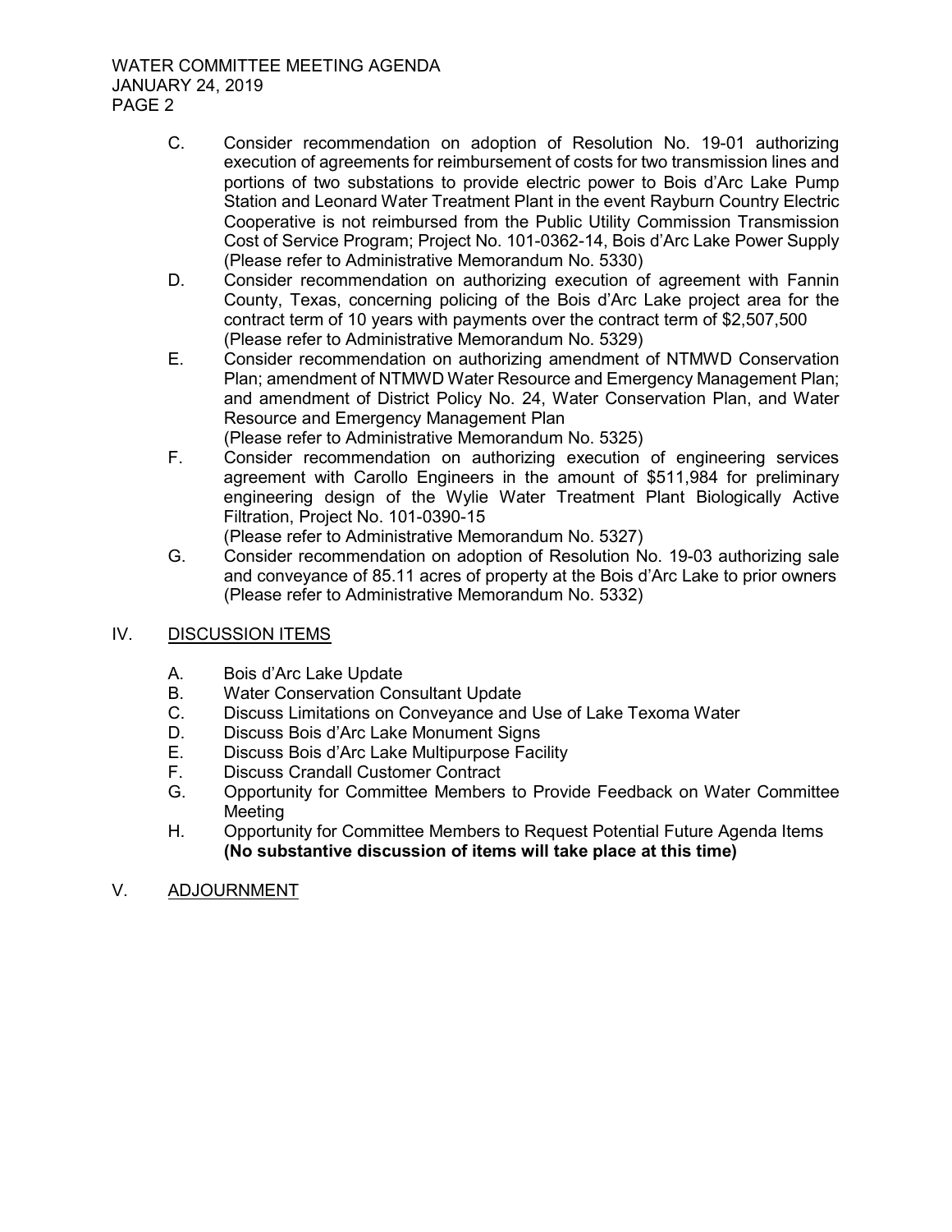C. Consider recommendation on adoption of Resolution No. 19-01 authorizing execution of agreements for reimbursement of costs for two transmission lines and portions of two substations to provide electric power to Bois d'Arc Lake Pump Station and Leonard Water Treatment Plant in the event Rayburn Country Electric Cooperative is not reimbursed from the Public Utility Commission Transmission Cost of Service Program; Project No. 101-0362-14, Bois d'Arc Lake Power Supply (Please refer to Administrative Memorandum No. 5330)

D. Consider recommendation on authorizing execution of agreement with Fannin County, Texas, concerning policing of the Bois d'Arc Lake project area for the contract term of 10 years with payments over the contract term of $2,507,500 (Please refer to Administrative Memorandum No. 5329)

E. Consider recommendation on authorizing amendment of NTMWD Conservation Plan; amendment of NTMWD Water Resource and Emergency Management Plan; and amendment of District Policy No. 24, Water Conservation Plan, and Water Resource and Emergency Management Plan
(Please refer to Administrative Memorandum No. 5325)

F. Consider recommendation on authorizing execution of engineering services agreement with Carollo Engineers in the amount of $511,984 for preliminary engineering design of the Wylie Water Treatment Plant Biologically Active Filtration, Project No. 101-0390-15
(Please refer to Administrative Memorandum No. 5327)

G. Consider recommendation on adoption of Resolution No. 19-03 authorizing sale and conveyance of 85.11 acres of property at the Bois d'Arc Lake to prior owners (Please refer to Administrative Memorandum No. 5332)

## IV. DISCUSSION ITEMS

A. Bois d'Arc Lake Update
B. Water Conservation Consultant Update
C. Discuss Limitations on Conveyance and Use of Lake Texoma Water
D. Discuss Bois d'Arc Lake Monument Signs
E. Discuss Bois d'Arc Lake Multipurpose Facility
F. Discuss Crandall Customer Contract
G. Opportunity for Committee Members to Provide Feedback on Water Committee Meeting
H. Opportunity for Committee Members to Request Potential Future Agenda Items **(No substantive discussion of items will take place at this time)**

## V. ADJOURNMENT